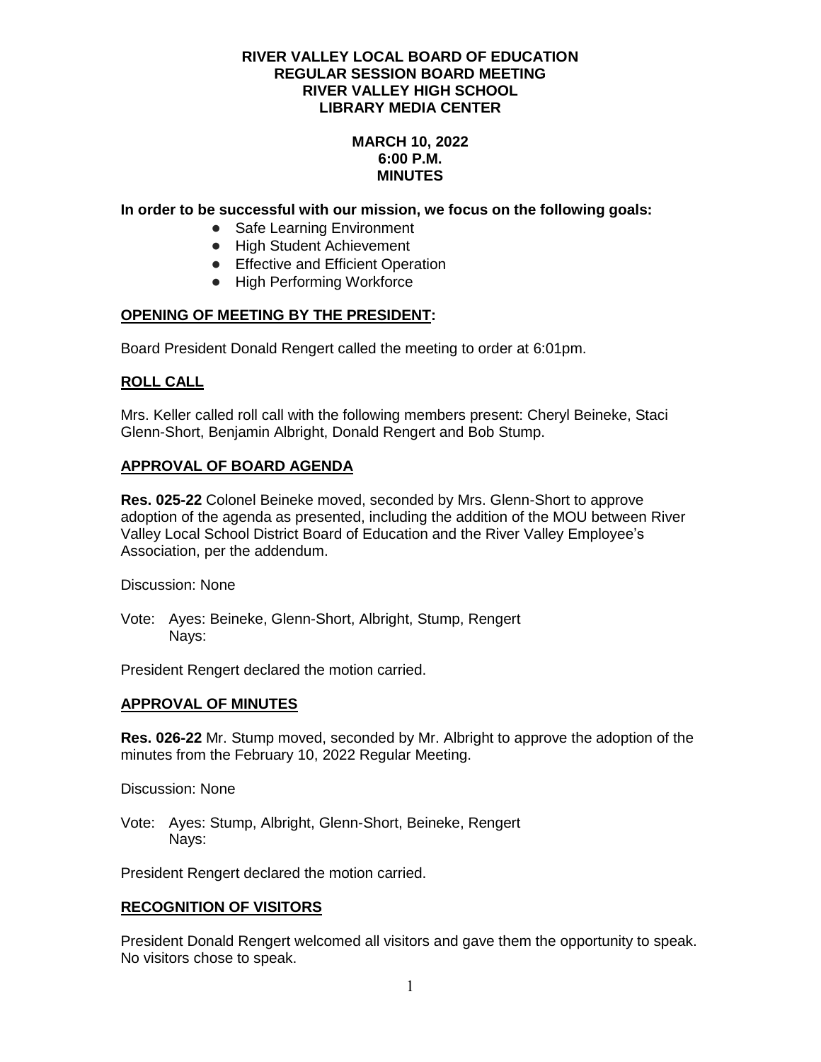**RIVER VALLEY LOCAL BOARD OF EDUCATION**
**REGULAR SESSION BOARD MEETING**
**RIVER VALLEY HIGH SCHOOL**
**LIBRARY MEDIA CENTER**

**MARCH 10, 2022**
**6:00 P.M.**
**MINUTES**

**In order to be successful with our mission, we focus on the following goals:**

- Safe Learning Environment
- High Student Achievement
- Effective and Efficient Operation
- High Performing Workforce

## OPENING OF MEETING BY THE PRESIDENT:

Board President Donald Rengert called the meeting to order at 6:01pm.

## ROLL CALL

Mrs. Keller called roll call with the following members present: Cheryl Beineke, Staci Glenn-Short, Benjamin Albright, Donald Rengert and Bob Stump.

## APPROVAL OF BOARD AGENDA

**Res. 025-22** Colonel Beineke moved, seconded by Mrs. Glenn-Short to approve adoption of the agenda as presented, including the addition of the MOU between River Valley Local School District Board of Education and the River Valley Employee's Association, per the addendum.

Discussion: None

Vote: Ayes: Beineke, Glenn-Short, Albright, Stump, Rengert
Nays:

President Rengert declared the motion carried.

## APPROVAL OF MINUTES

**Res. 026-22** Mr. Stump moved, seconded by Mr. Albright to approve the adoption of the minutes from the February 10, 2022 Regular Meeting.

Discussion: None

Vote: Ayes: Stump, Albright, Glenn-Short, Beineke, Rengert
Nays:

President Rengert declared the motion carried.

## RECOGNITION OF VISITORS

President Donald Rengert welcomed all visitors and gave them the opportunity to speak. No visitors chose to speak.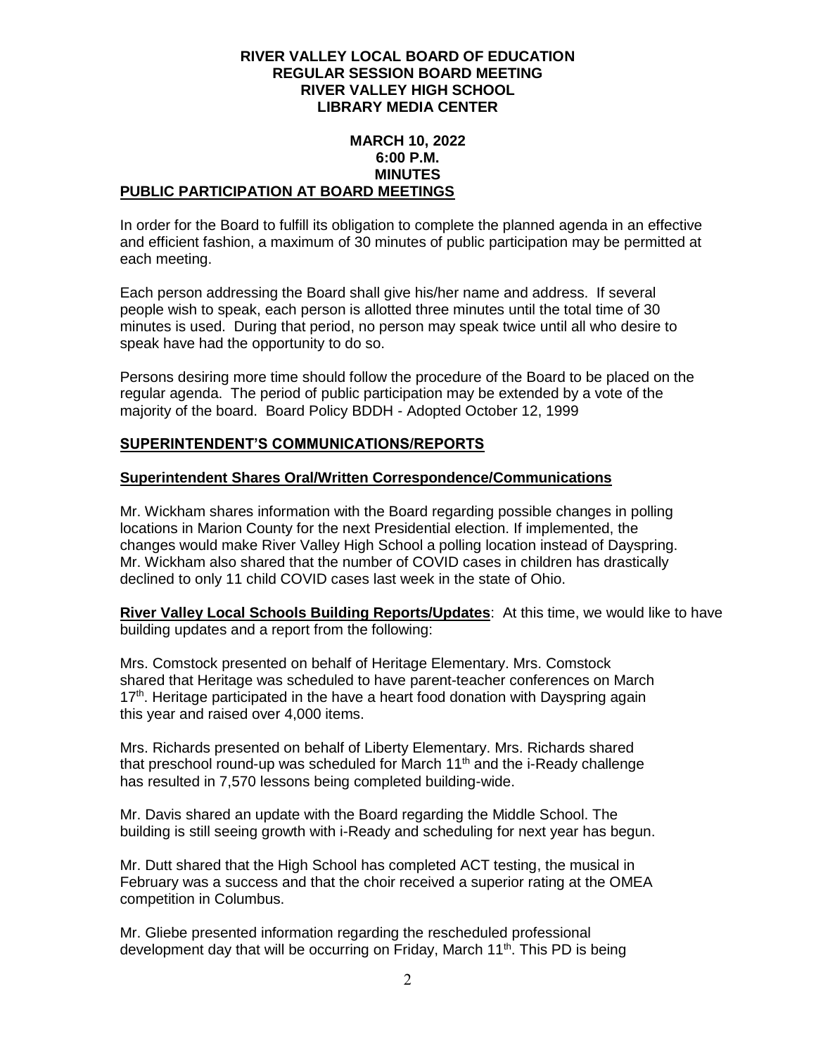**RIVER VALLEY LOCAL BOARD OF EDUCATION**
**REGULAR SESSION BOARD MEETING**
**RIVER VALLEY HIGH SCHOOL**
**LIBRARY MEDIA CENTER**

**MARCH 10, 2022**
**6:00 P.M.**
**MINUTES**

## PUBLIC PARTICIPATION AT BOARD MEETINGS

In order for the Board to fulfill its obligation to complete the planned agenda in an effective and efficient fashion, a maximum of 30 minutes of public participation may be permitted at each meeting.

Each person addressing the Board shall give his/her name and address. If several people wish to speak, each person is allotted three minutes until the total time of 30 minutes is used. During that period, no person may speak twice until all who desire to speak have had the opportunity to do so.

Persons desiring more time should follow the procedure of the Board to be placed on the regular agenda. The period of public participation may be extended by a vote of the majority of the board. Board Policy BDDH - Adopted October 12, 1999

## SUPERINTENDENT'S COMMUNICATIONS/REPORTS

### Superintendent Shares Oral/Written Correspondence/Communications

Mr. Wickham shares information with the Board regarding possible changes in polling locations in Marion County for the next Presidential election. If implemented, the changes would make River Valley High School a polling location instead of Dayspring. Mr. Wickham also shared that the number of COVID cases in children has drastically declined to only 11 child COVID cases last week in the state of Ohio.

**River Valley Local Schools Building Reports/Updates**: At this time, we would like to have building updates and a report from the following:

Mrs. Comstock presented on behalf of Heritage Elementary. Mrs. Comstock shared that Heritage was scheduled to have parent-teacher conferences on March 17th. Heritage participated in the have a heart food donation with Dayspring again this year and raised over 4,000 items.

Mrs. Richards presented on behalf of Liberty Elementary. Mrs. Richards shared that preschool round-up was scheduled for March 11th and the i-Ready challenge has resulted in 7,570 lessons being completed building-wide.

Mr. Davis shared an update with the Board regarding the Middle School. The building is still seeing growth with i-Ready and scheduling for next year has begun.

Mr. Dutt shared that the High School has completed ACT testing, the musical in February was a success and that the choir received a superior rating at the OMEA competition in Columbus.

Mr. Gliebe presented information regarding the rescheduled professional development day that will be occurring on Friday, March 11th. This PD is being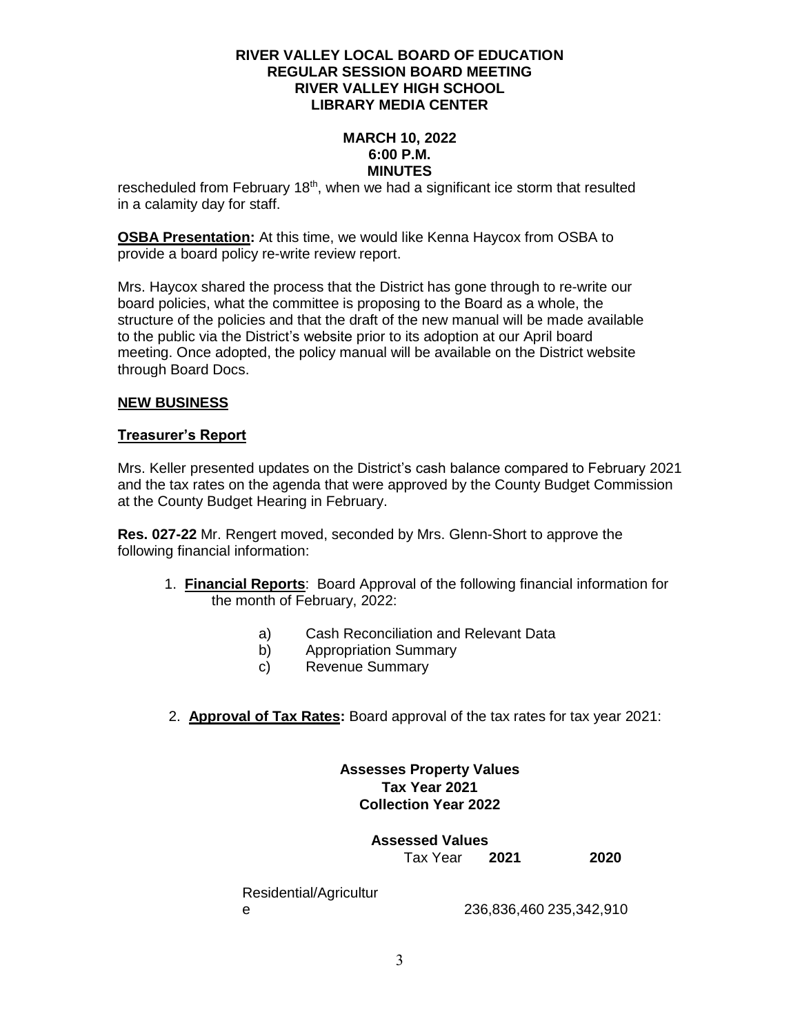rescheduled from February 18th, when we had a significant ice storm that resulted in a calamity day for staff.

**OSBA Presentation:** At this time, we would like Kenna Haycox from OSBA to provide a board policy re-write review report.

Mrs. Haycox shared the process that the District has gone through to re-write our board policies, what the committee is proposing to the Board as a whole, the structure of the policies and that the draft of the new manual will be made available to the public via the District's website prior to its adoption at our April board meeting. Once adopted, the policy manual will be available on the District website through Board Docs.

## NEW BUSINESS

### Treasurer's Report

Mrs. Keller presented updates on the District's cash balance compared to February 2021 and the tax rates on the agenda that were approved by the County Budget Commission at the County Budget Hearing in February.

**Res. 027-22** Mr. Rengert moved, seconded by Mrs. Glenn-Short to approve the following financial information:

1. **Financial Reports**: Board Approval of the following financial information for the month of February, 2022:

    a) Cash Reconciliation and Relevant Data
    b) Appropriation Summary
    c) Revenue Summary

2. **Approval of Tax Rates:** Board approval of the tax rates for tax year 2021:

**Assesses Property Values**
**Tax Year 2021**
**Collection Year 2022**

**Assessed Values**

| | Tax Year **2021** | **2020** |
|---|---|---|
| Residential/Agriculture | 236,836,460 | 235,342,910 |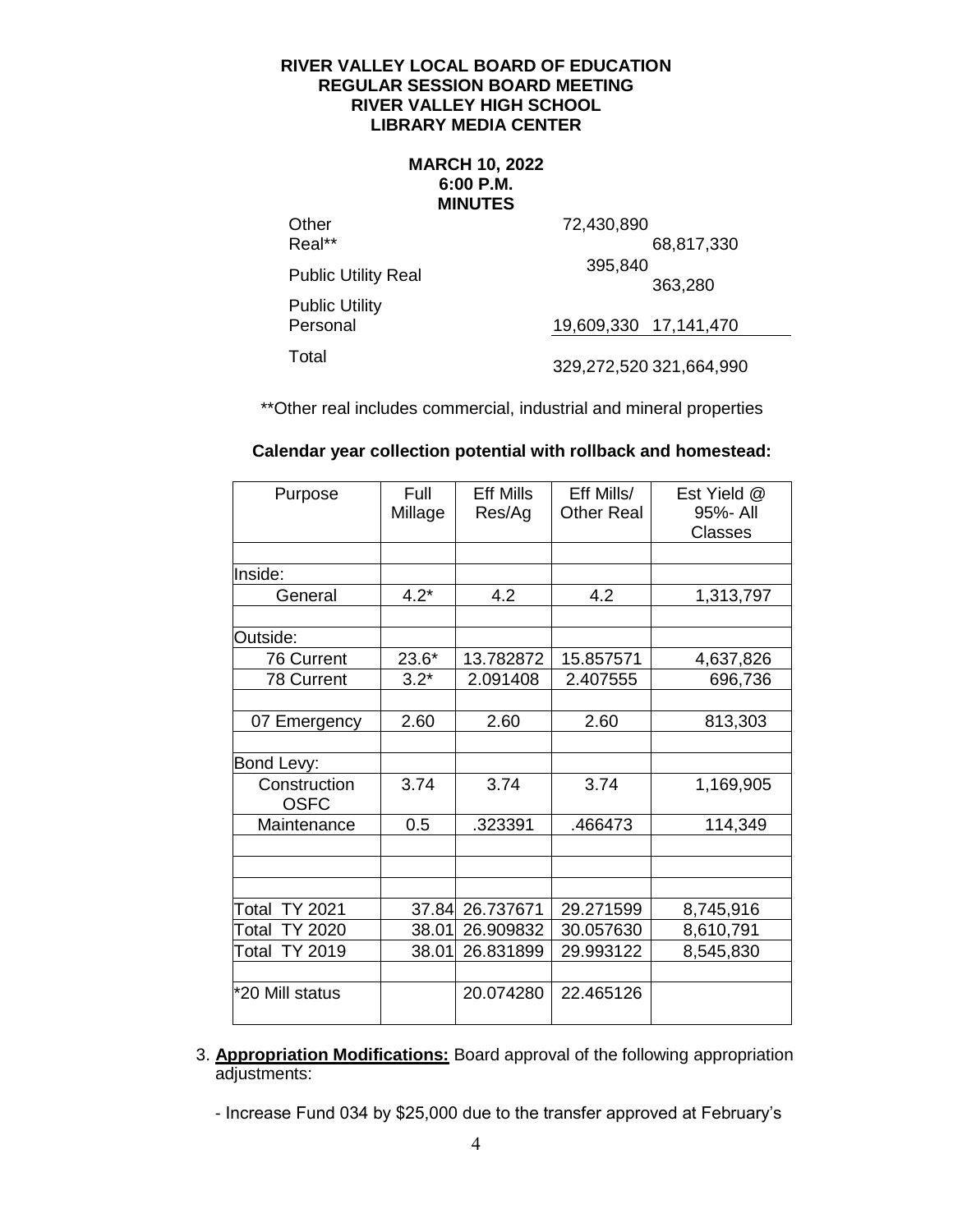RIVER VALLEY LOCAL BOARD OF EDUCATION
REGULAR SESSION BOARD MEETING
RIVER VALLEY HIGH SCHOOL
LIBRARY MEDIA CENTER

MARCH 10, 2022
6:00 P.M.
MINUTES

| | | |
|---|---|---|
| Other Real** | 72,430,890 | 68,817,330 |
| Public Utility Real | 395,840 | 363,280 |
| Public Utility Personal | 19,609,330 | 17,141,470 |
| Total | 329,272,520 | 321,664,990 |

**Other real includes commercial, industrial and mineral properties

**Calendar year collection potential with rollback and homestead:**

| Purpose | Full Millage | Eff Mills Res/Ag | Eff Mills/ Other Real | Est Yield @ 95%- All Classes |
|---|---|---|---|---|
| | | | | |
| Inside: | | | | |
| General | 4.2* | 4.2 | 4.2 | 1,313,797 |
| | | | | |
| Outside: | | | | |
| 76 Current | 23.6* | 13.782872 | 15.857571 | 4,637,826 |
| 78 Current | 3.2* | 2.091408 | 2.407555 | 696,736 |
| | | | | |
| 07 Emergency | 2.60 | 2.60 | 2.60 | 813,303 |
| | | | | |
| Bond Levy: | | | | |
| Construction OSFC | 3.74 | 3.74 | 3.74 | 1,169,905 |
| Maintenance | 0.5 | .323391 | .466473 | 114,349 |
| | | | | |
| | | | | |
| | | | | |
| Total TY 2021 | 37.84 | 26.737671 | 29.271599 | 8,745,916 |
| Total TY 2020 | 38.01 | 26.909832 | 30.057630 | 8,610,791 |
| Total TY 2019 | 38.01 | 26.831899 | 29.993122 | 8,545,830 |
| | | | | |
| *20 Mill status | | 20.074280 | 22.465126 | |

3. **Appropriation Modifications:** Board approval of the following appropriation adjustments:

   - Increase Fund 034 by $25,000 due to the transfer approved at February's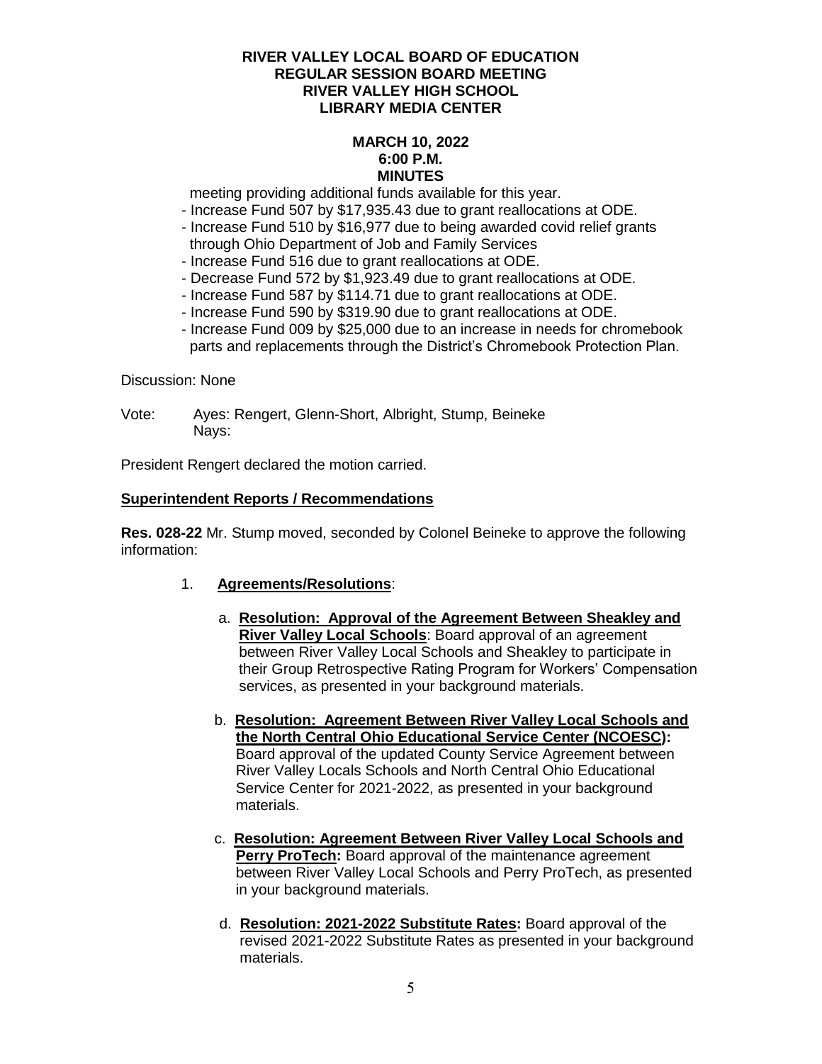meeting providing additional funds available for this year.

- Increase Fund 507 by $17,935.43 due to grant reallocations at ODE.
- Increase Fund 510 by $16,977 due to being awarded covid relief grants through Ohio Department of Job and Family Services
- Increase Fund 516 due to grant reallocations at ODE.
- Decrease Fund 572 by $1,923.49 due to grant reallocations at ODE.
- Increase Fund 587 by $114.71 due to grant reallocations at ODE.
- Increase Fund 590 by $319.90 due to grant reallocations at ODE.
- Increase Fund 009 by $25,000 due to an increase in needs for chromebook parts and replacements through the District's Chromebook Protection Plan.

Discussion: None

Vote: Ayes: Rengert, Glenn-Short, Albright, Stump, Beineke
Nays:

President Rengert declared the motion carried.

**Superintendent Reports / Recommendations**

**Res. 028-22** Mr. Stump moved, seconded by Colonel Beineke to approve the following information:

1. **Agreements/Resolutions**:

   a. **Resolution: Approval of the Agreement Between Sheakley and River Valley Local Schools**: Board approval of an agreement between River Valley Local Schools and Sheakley to participate in their Group Retrospective Rating Program for Workers' Compensation services, as presented in your background materials.

   b. **Resolution: Agreement Between River Valley Local Schools and the North Central Ohio Educational Service Center (NCOESC):** Board approval of the updated County Service Agreement between River Valley Locals Schools and North Central Ohio Educational Service Center for 2021-2022, as presented in your background materials.

   c. **Resolution: Agreement Between River Valley Local Schools and Perry ProTech:** Board approval of the maintenance agreement between River Valley Local Schools and Perry ProTech, as presented in your background materials.

   d. **Resolution: 2021-2022 Substitute Rates:** Board approval of the revised 2021-2022 Substitute Rates as presented in your background materials.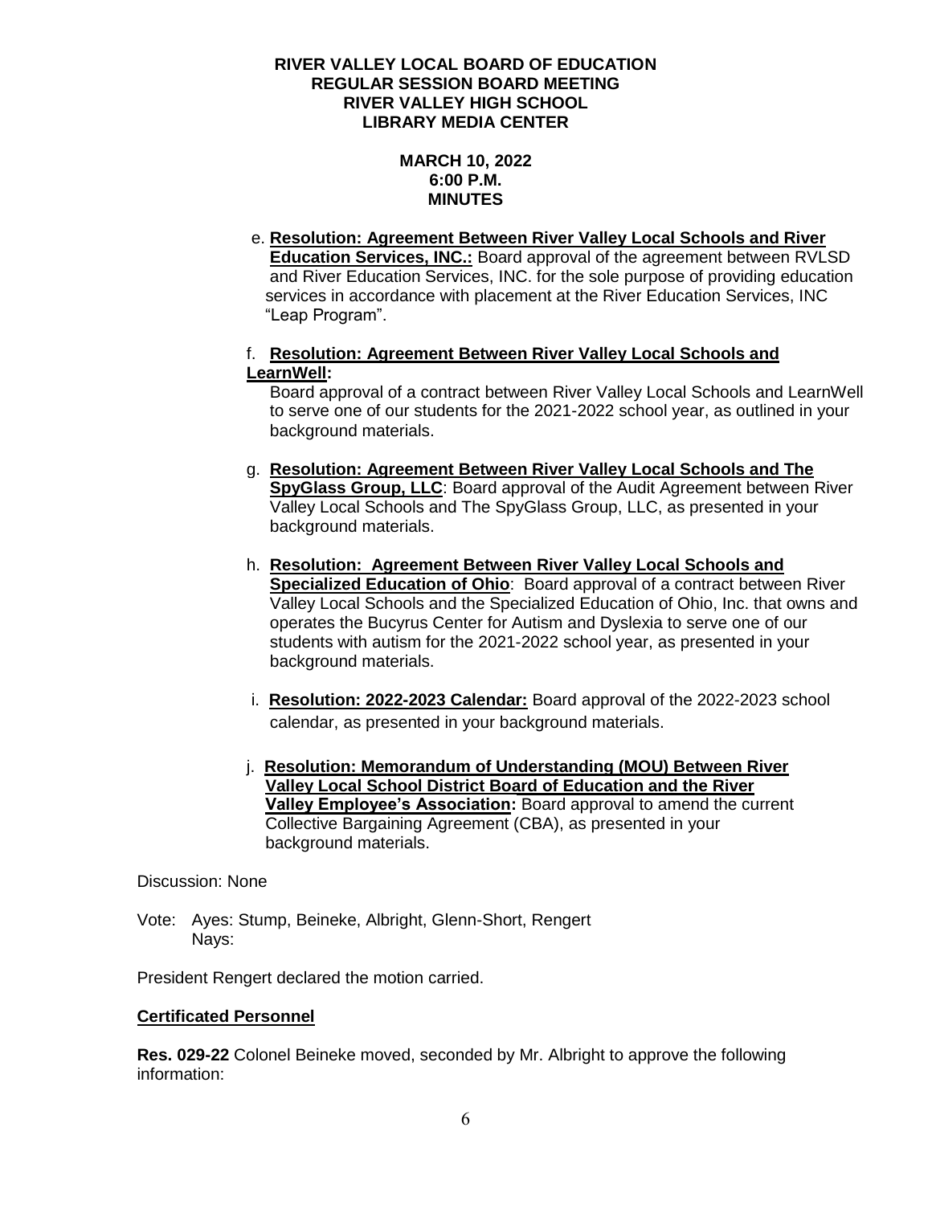**RIVER VALLEY LOCAL BOARD OF EDUCATION**
**REGULAR SESSION BOARD MEETING**
**RIVER VALLEY HIGH SCHOOL**
**LIBRARY MEDIA CENTER**

**MARCH 10, 2022**
**6:00 P.M.**
**MINUTES**

e. **Resolution: Agreement Between River Valley Local Schools and River Education Services, INC.:** Board approval of the agreement between RVLSD and River Education Services, INC. for the sole purpose of providing education services in accordance with placement at the River Education Services, INC "Leap Program".

f. **Resolution: Agreement Between River Valley Local Schools and LearnWell:** Board approval of a contract between River Valley Local Schools and LearnWell to serve one of our students for the 2021-2022 school year, as outlined in your background materials.

g. **Resolution: Agreement Between River Valley Local Schools and The SpyGlass Group, LLC**: Board approval of the Audit Agreement between River Valley Local Schools and The SpyGlass Group, LLC, as presented in your background materials.

h. **Resolution: Agreement Between River Valley Local Schools and Specialized Education of Ohio**: Board approval of a contract between River Valley Local Schools and the Specialized Education of Ohio, Inc. that owns and operates the Bucyrus Center for Autism and Dyslexia to serve one of our students with autism for the 2021-2022 school year, as presented in your background materials.

i. **Resolution: 2022-2023 Calendar:** Board approval of the 2022-2023 school calendar, as presented in your background materials.

j. **Resolution: Memorandum of Understanding (MOU) Between River Valley Local School District Board of Education and the River Valley Employee's Association:** Board approval to amend the current Collective Bargaining Agreement (CBA), as presented in your background materials.

Discussion: None

Vote: Ayes: Stump, Beineke, Albright, Glenn-Short, Rengert
Nays:

President Rengert declared the motion carried.

**Certificated Personnel**

**Res. 029-22** Colonel Beineke moved, seconded by Mr. Albright to approve the following information: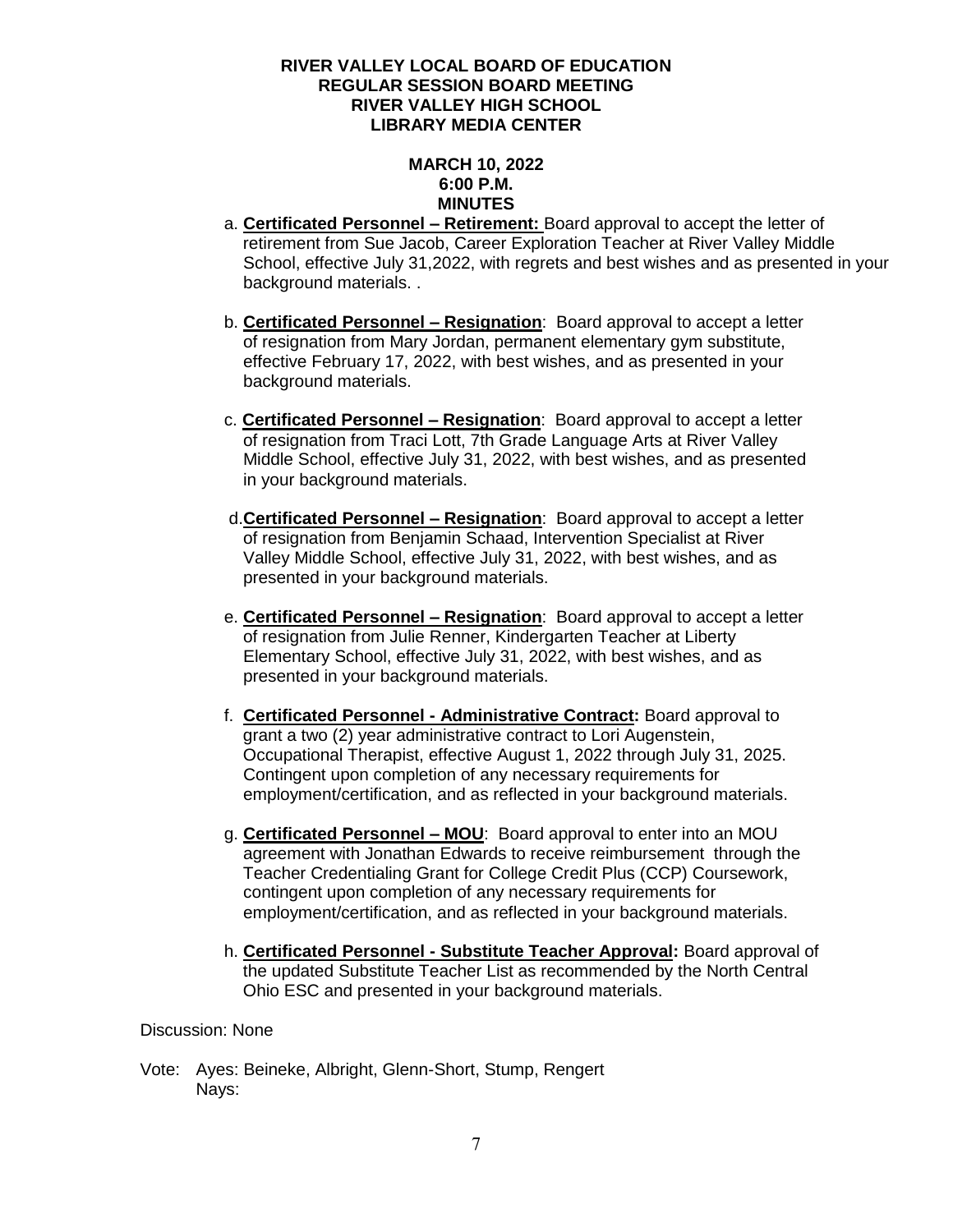**RIVER VALLEY LOCAL BOARD OF EDUCATION**
**REGULAR SESSION BOARD MEETING**
**RIVER VALLEY HIGH SCHOOL**
**LIBRARY MEDIA CENTER**

**MARCH 10, 2022**
**6:00 P.M.**
**MINUTES**

a. **Certificated Personnel – Retirement:** Board approval to accept the letter of retirement from Sue Jacob, Career Exploration Teacher at River Valley Middle School, effective July 31,2022, with regrets and best wishes and as presented in your background materials. .

b. **Certificated Personnel – Resignation**: Board approval to accept a letter of resignation from Mary Jordan, permanent elementary gym substitute, effective February 17, 2022, with best wishes, and as presented in your background materials.

c. **Certificated Personnel – Resignation**: Board approval to accept a letter of resignation from Traci Lott, 7th Grade Language Arts at River Valley Middle School, effective July 31, 2022, with best wishes, and as presented in your background materials.

d. **Certificated Personnel – Resignation**: Board approval to accept a letter of resignation from Benjamin Schaad, Intervention Specialist at River Valley Middle School, effective July 31, 2022, with best wishes, and as presented in your background materials.

e. **Certificated Personnel – Resignation**: Board approval to accept a letter of resignation from Julie Renner, Kindergarten Teacher at Liberty Elementary School, effective July 31, 2022, with best wishes, and as presented in your background materials.

f. **Certificated Personnel - Administrative Contract:** Board approval to grant a two (2) year administrative contract to Lori Augenstein, Occupational Therapist, effective August 1, 2022 through July 31, 2025. Contingent upon completion of any necessary requirements for employment/certification, and as reflected in your background materials.

g. **Certificated Personnel – MOU**: Board approval to enter into an MOU agreement with Jonathan Edwards to receive reimbursement through the Teacher Credentialing Grant for College Credit Plus (CCP) Coursework, contingent upon completion of any necessary requirements for employment/certification, and as reflected in your background materials.

h. **Certificated Personnel - Substitute Teacher Approval:** Board approval of the updated Substitute Teacher List as recommended by the North Central Ohio ESC and presented in your background materials.

Discussion: None

Vote: Ayes: Beineke, Albright, Glenn-Short, Stump, Rengert
Nays: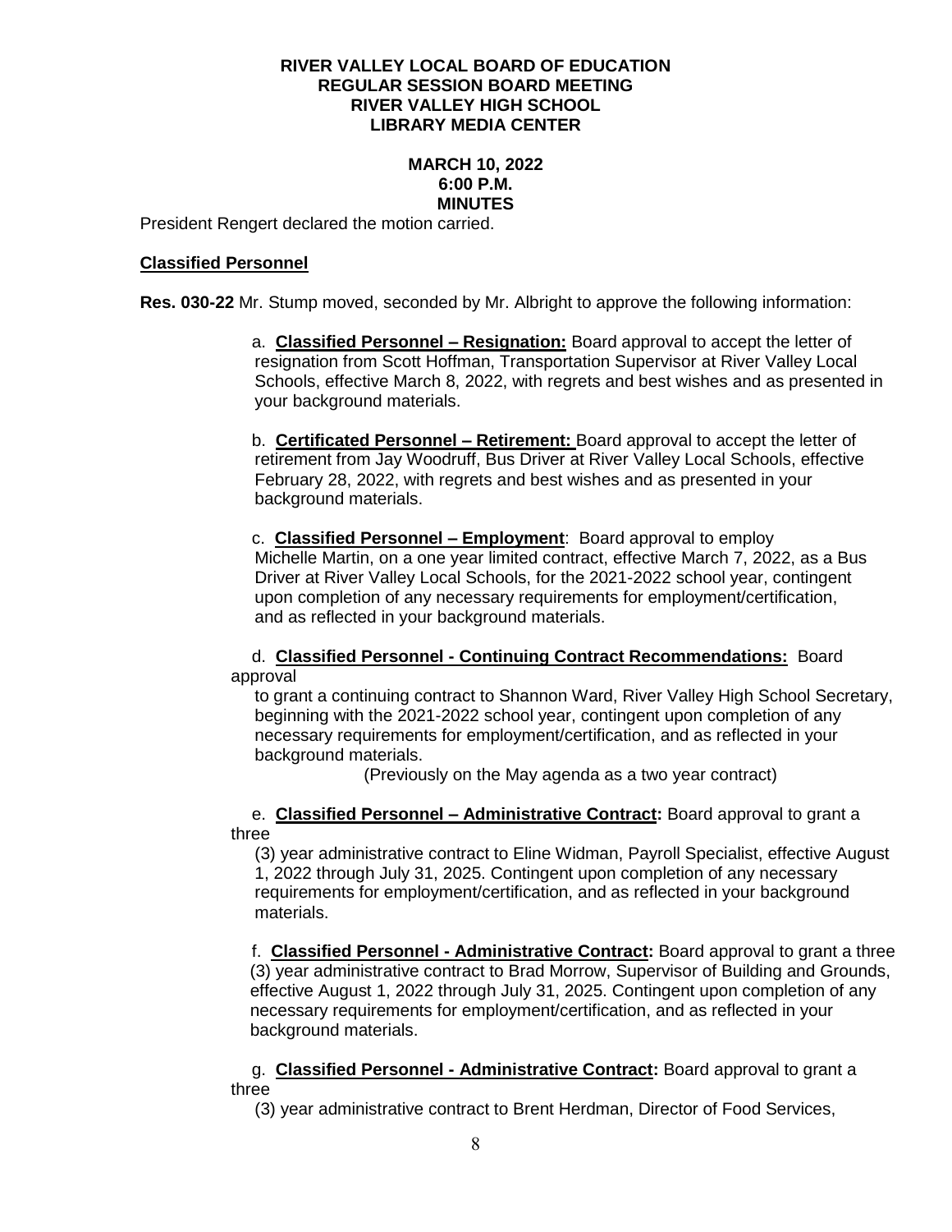**RIVER VALLEY LOCAL BOARD OF EDUCATION**
**REGULAR SESSION BOARD MEETING**
**RIVER VALLEY HIGH SCHOOL**
**LIBRARY MEDIA CENTER**

**MARCH 10, 2022**
**6:00 P.M.**
**MINUTES**

President Rengert declared the motion carried.

**Classified Personnel**

**Res. 030-22** Mr. Stump moved, seconded by Mr. Albright to approve the following information:

a. **Classified Personnel – Resignation:** Board approval to accept the letter of resignation from Scott Hoffman, Transportation Supervisor at River Valley Local Schools, effective March 8, 2022, with regrets and best wishes and as presented in your background materials.

b. **Certificated Personnel – Retirement:** Board approval to accept the letter of retirement from Jay Woodruff, Bus Driver at River Valley Local Schools, effective February 28, 2022, with regrets and best wishes and as presented in your background materials.

c. **Classified Personnel – Employment**: Board approval to employ Michelle Martin, on a one year limited contract, effective March 7, 2022, as a Bus Driver at River Valley Local Schools, for the 2021-2022 school year, contingent upon completion of any necessary requirements for employment/certification, and as reflected in your background materials.

d. **Classified Personnel - Continuing Contract Recommendations:** Board approval to grant a continuing contract to Shannon Ward, River Valley High School Secretary, beginning with the 2021-2022 school year, contingent upon completion of any necessary requirements for employment/certification, and as reflected in your background materials.

(Previously on the May agenda as a two year contract)

e. **Classified Personnel – Administrative Contract:** Board approval to grant a three (3) year administrative contract to Eline Widman, Payroll Specialist, effective August 1, 2022 through July 31, 2025. Contingent upon completion of any necessary requirements for employment/certification, and as reflected in your background materials.

f. **Classified Personnel - Administrative Contract:** Board approval to grant a three (3) year administrative contract to Brad Morrow, Supervisor of Building and Grounds, effective August 1, 2022 through July 31, 2025. Contingent upon completion of any necessary requirements for employment/certification, and as reflected in your background materials.

g. **Classified Personnel - Administrative Contract:** Board approval to grant a three (3) year administrative contract to Brent Herdman, Director of Food Services,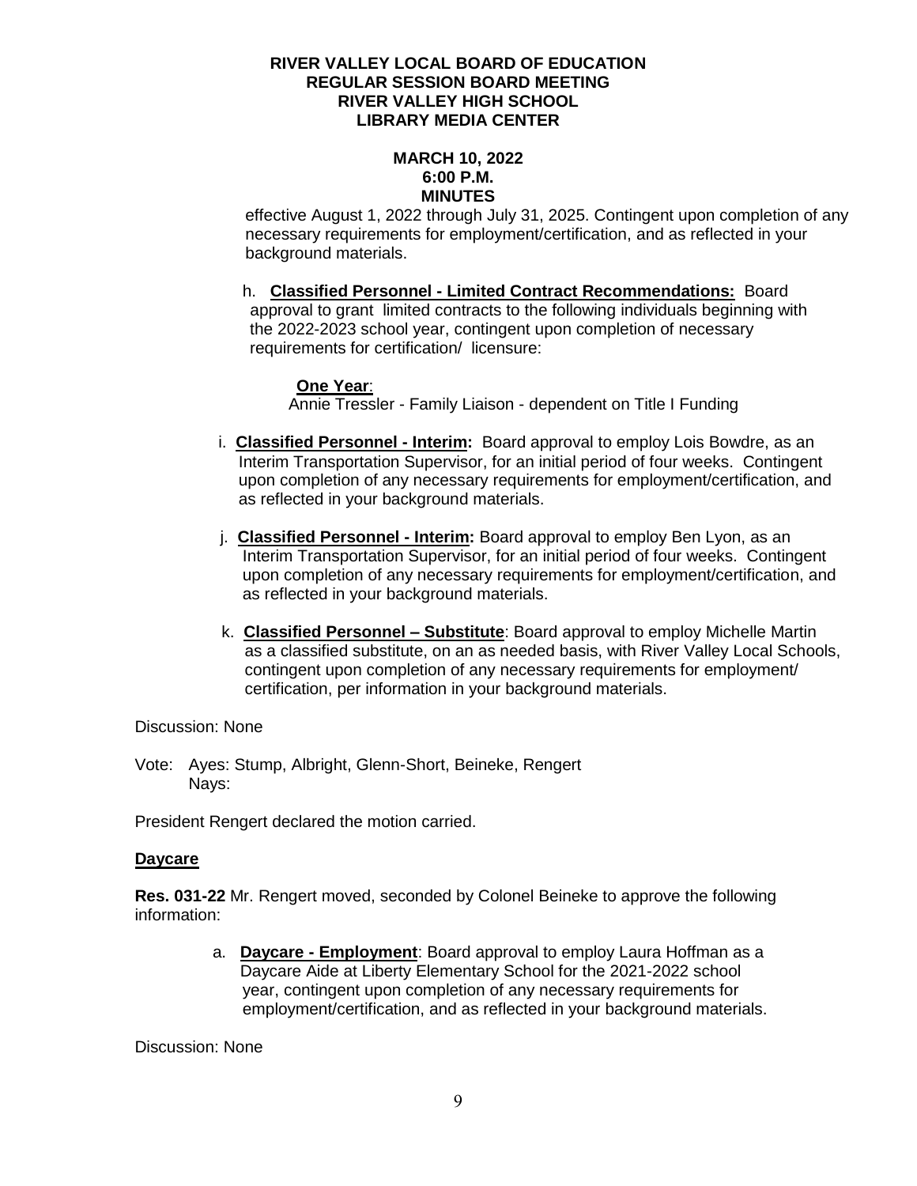effective August 1, 2022 through July 31, 2025. Contingent upon completion of any necessary requirements for employment/certification, and as reflected in your background materials.

h. **Classified Personnel - Limited Contract Recommendations:** Board approval to grant limited contracts to the following individuals beginning with the 2022-2023 school year, contingent upon completion of necessary requirements for certification/ licensure:

**One Year**:
Annie Tressler - Family Liaison - dependent on Title I Funding

i. **Classified Personnel - Interim:** Board approval to employ Lois Bowdre, as an Interim Transportation Supervisor, for an initial period of four weeks. Contingent upon completion of any necessary requirements for employment/certification, and as reflected in your background materials.

j. **Classified Personnel - Interim:** Board approval to employ Ben Lyon, as an Interim Transportation Supervisor, for an initial period of four weeks. Contingent upon completion of any necessary requirements for employment/certification, and as reflected in your background materials.

k. **Classified Personnel – Substitute**: Board approval to employ Michelle Martin as a classified substitute, on an as needed basis, with River Valley Local Schools, contingent upon completion of any necessary requirements for employment/ certification, per information in your background materials.

Discussion: None

Vote: Ayes: Stump, Albright, Glenn-Short, Beineke, Rengert
Nays:

President Rengert declared the motion carried.

**Daycare**

**Res. 031-22** Mr. Rengert moved, seconded by Colonel Beineke to approve the following information:

a. **Daycare - Employment**: Board approval to employ Laura Hoffman as a Daycare Aide at Liberty Elementary School for the 2021-2022 school year, contingent upon completion of any necessary requirements for employment/certification, and as reflected in your background materials.

Discussion: None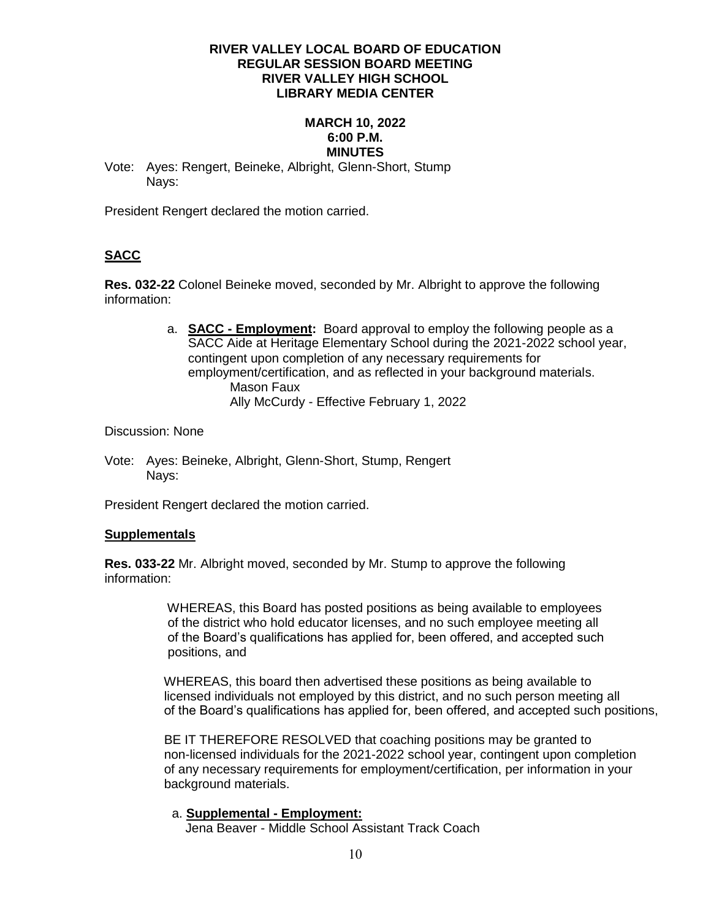Vote: Ayes: Rengert, Beineke, Albright, Glenn-Short, Stump
Nays:

President Rengert declared the motion carried.

## SACC

**Res. 032-22** Colonel Beineke moved, seconded by Mr. Albright to approve the following information:

a. **SACC - Employment:** Board approval to employ the following people as a SACC Aide at Heritage Elementary School during the 2021-2022 school year, contingent upon completion of any necessary requirements for employment/certification, and as reflected in your background materials.
   - Mason Faux
   - Ally McCurdy - Effective February 1, 2022

Discussion: None

Vote: Ayes: Beineke, Albright, Glenn-Short, Stump, Rengert
Nays:

President Rengert declared the motion carried.

## Supplementals

**Res. 033-22** Mr. Albright moved, seconded by Mr. Stump to approve the following information:

WHEREAS, this Board has posted positions as being available to employees of the district who hold educator licenses, and no such employee meeting all of the Board's qualifications has applied for, been offered, and accepted such positions, and

WHEREAS, this board then advertised these positions as being available to licensed individuals not employed by this district, and no such person meeting all of the Board's qualifications has applied for, been offered, and accepted such positions,

BE IT THEREFORE RESOLVED that coaching positions may be granted to non-licensed individuals for the 2021-2022 school year, contingent upon completion of any necessary requirements for employment/certification, per information in your background materials.

a. **Supplemental - Employment:**
   Jena Beaver - Middle School Assistant Track Coach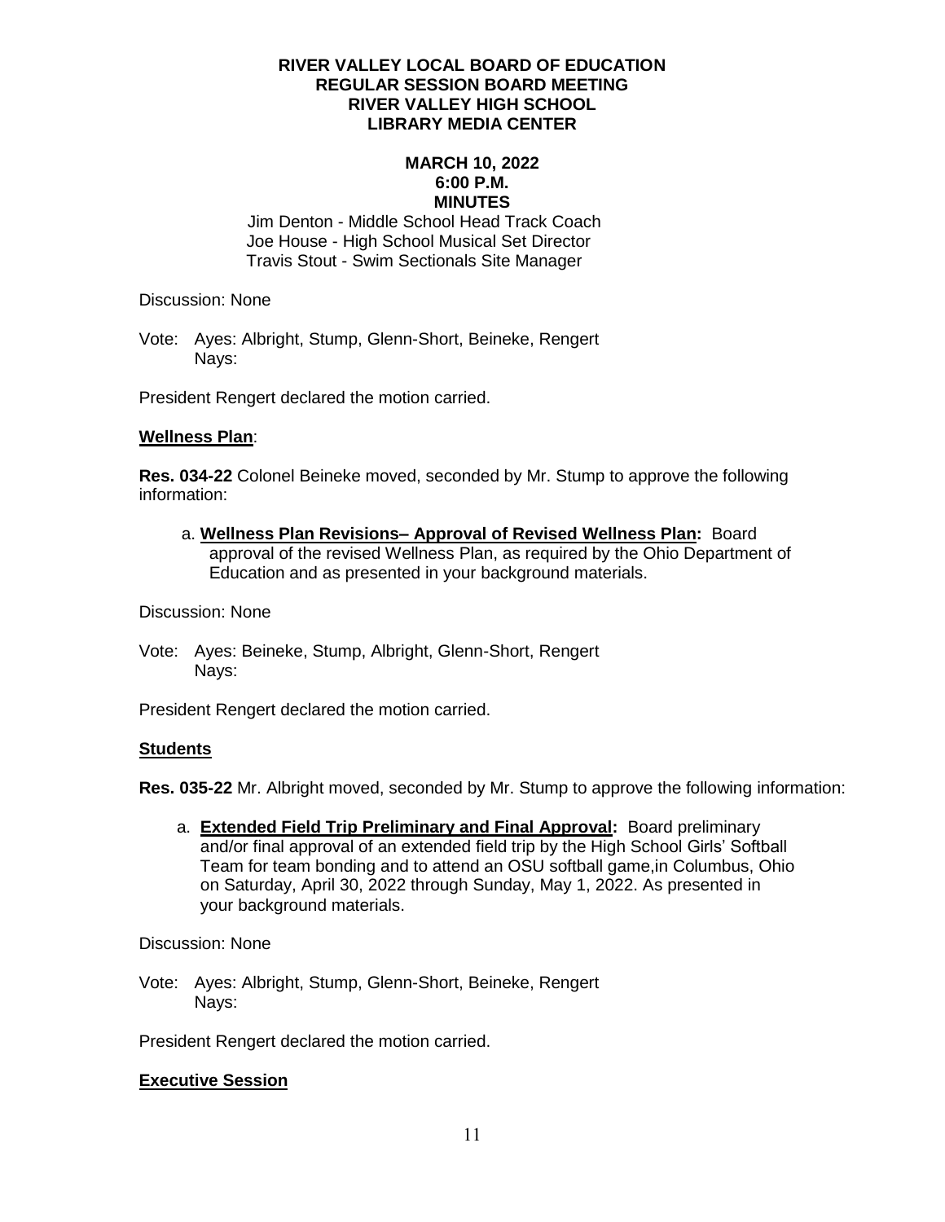**RIVER VALLEY LOCAL BOARD OF EDUCATION**
**REGULAR SESSION BOARD MEETING**
**RIVER VALLEY HIGH SCHOOL**
**LIBRARY MEDIA CENTER**

**MARCH 10, 2022**
**6:00 P.M.**
**MINUTES**

Jim Denton - Middle School Head Track Coach
Joe House - High School Musical Set Director
Travis Stout - Swim Sectionals Site Manager

Discussion: None

Vote: Ayes: Albright, Stump, Glenn-Short, Beineke, Rengert
Nays:

President Rengert declared the motion carried.

**Wellness Plan**:

**Res. 034-22** Colonel Beineke moved, seconded by Mr. Stump to approve the following information:

a. **Wellness Plan Revisions– Approval of Revised Wellness Plan:** Board approval of the revised Wellness Plan, as required by the Ohio Department of Education and as presented in your background materials.

Discussion: None

Vote: Ayes: Beineke, Stump, Albright, Glenn-Short, Rengert
Nays:

President Rengert declared the motion carried.

**Students**

**Res. 035-22** Mr. Albright moved, seconded by Mr. Stump to approve the following information:

a. **Extended Field Trip Preliminary and Final Approval:** Board preliminary and/or final approval of an extended field trip by the High School Girls' Softball Team for team bonding and to attend an OSU softball game,in Columbus, Ohio on Saturday, April 30, 2022 through Sunday, May 1, 2022. As presented in your background materials.

Discussion: None

Vote: Ayes: Albright, Stump, Glenn-Short, Beineke, Rengert
Nays:

President Rengert declared the motion carried.

**Executive Session**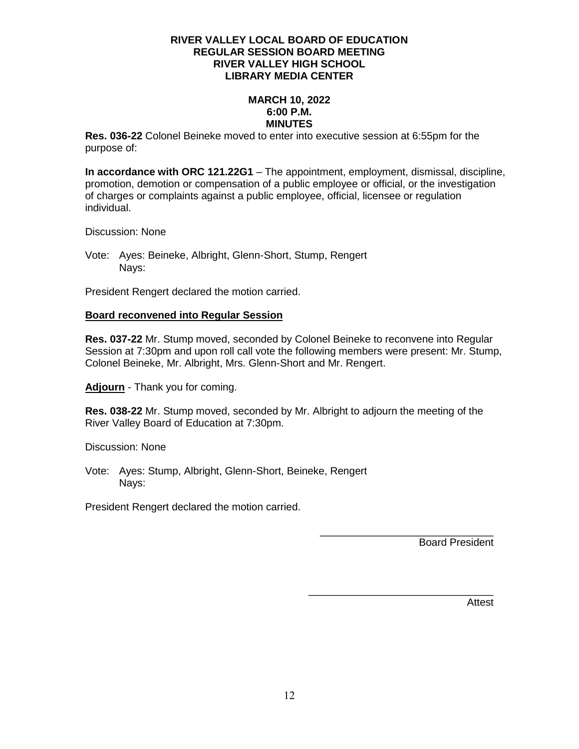**RIVER VALLEY LOCAL BOARD OF EDUCATION**
**REGULAR SESSION BOARD MEETING**
**RIVER VALLEY HIGH SCHOOL**
**LIBRARY MEDIA CENTER**

**MARCH 10, 2022**
**6:00 P.M.**
**MINUTES**

**Res. 036-22** Colonel Beineke moved to enter into executive session at 6:55pm for the purpose of:

**In accordance with ORC 121.22G1** – The appointment, employment, dismissal, discipline, promotion, demotion or compensation of a public employee or official, or the investigation of charges or complaints against a public employee, official, licensee or regulation individual.

Discussion: None

Vote: Ayes: Beineke, Albright, Glenn-Short, Stump, Rengert
Nays:

President Rengert declared the motion carried.

**Board reconvened into Regular Session**

**Res. 037-22** Mr. Stump moved, seconded by Colonel Beineke to reconvene into Regular Session at 7:30pm and upon roll call vote the following members were present: Mr. Stump, Colonel Beineke, Mr. Albright, Mrs. Glenn-Short and Mr. Rengert.

**Adjourn** - Thank you for coming.

**Res. 038-22** Mr. Stump moved, seconded by Mr. Albright to adjourn the meeting of the River Valley Board of Education at 7:30pm.

Discussion: None

Vote: Ayes: Stump, Albright, Glenn-Short, Beineke, Rengert
Nays:

President Rengert declared the motion carried.

______________________________
Board President

______________________________
Attest